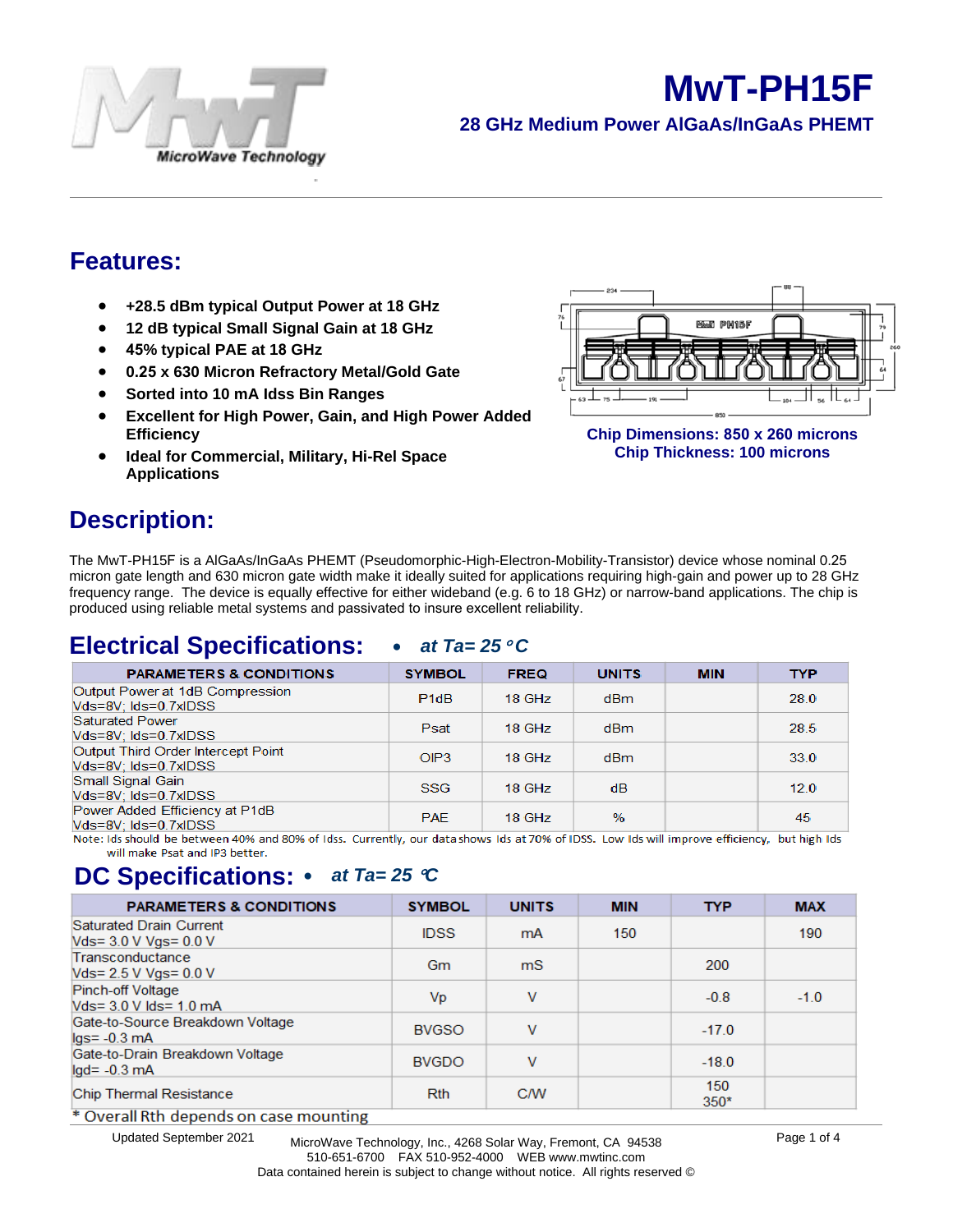# MwT-PH15F

## 28 GHz Medium Power AlGaAs/InGaAs PHEMT

## Features:

- +28.5 dBm typical Output Power at 18 GHz
- 12 dB typical Small Signal Gain at 18 GHz
- 45% typical PAE at 18 GHz
- 0.25 x 630 Micron Refractory Metal/Gold Gate
- Sorted into 10 mA Idss Bin Ranges
- Excellent for High Power, Gain, and High Power Added Efficiency
- Ideal for Commercial, Military, Hi-Rel Space Applications

Chip Dimensions: 850 x 260 microns
Chip Thickness: 100 microns

## Description:

The MwT-PH15F is a AlGaAs/InGaAs PHEMT (Pseudomorphic-High-Electron-Mobility-Transistor) device whose nominal 0.25 micron gate length and 630 micron gate width make it ideally suited for applications requiring high-gain and power up to 28 GHz frequency range. The device is equally effective for either wideband (e.g. 6 to 18 GHz) or narrow-band applications. The chip is produced using reliable metal systems and passivated to insure excellent reliability.

## Electrical Specifications: • *at Ta= 25 °C*

| PARAMETERS & CONDITIONS | SYMBOL | FREQ | UNITS | MIN | TYP |
|---|---|---|---|---|---|
| Output Power at 1dB Compression Vds=8V; Ids=0.7xIDSS | P1dB | 18 GHz | dBm | | 28.0 |
| Saturated Power Vds=8V; Ids=0.7xIDSS | Psat | 18 GHz | dBm | | 28.5 |
| Output Third Order Intercept Point Vds=8V; Ids=0.7xIDSS | OIP3 | 18 GHz | dBm | | 33.0 |
| Small Signal Gain Vds=8V; Ids=0.7xIDSS | SSG | 18 GHz | dB | | 12.0 |
| Power Added Efficiency at P1dB Vds=8V; Ids=0.7xIDSS | PAE | 18 GHz | % | | 45 |

Note: Ids should be between 40% and 80% of Idss. Currently, our data shows Ids at 70% of IDSS. Low Ids will improve efficiency, but high Ids will make Psat and IP3 better.

## DC Specifications: • *at Ta= 25 °C*

| PARAMETERS & CONDITIONS | SYMBOL | UNITS | MIN | TYP | MAX |
|---|---|---|---|---|---|
| Saturated Drain Current Vds= 3.0 V Vgs= 0.0 V | IDSS | mA | 150 | | 190 |
| Transconductance Vds= 2.5 V Vgs= 0.0 V | Gm | mS | | 200 | |
| Pinch-off Voltage Vds= 3.0 V Ids= 1.0 mA | Vp | V | | -0.8 | -1.0 |
| Gate-to-Source Breakdown Voltage Igs= -0.3 mA | BVGSO | V | | -17.0 | |
| Gate-to-Drain Breakdown Voltage Igd= -0.3 mA | BVGDO | V | | -18.0 | |
| Chip Thermal Resistance | Rth | C/W | | 150 350* | |

* Overall Rth depends on case mounting

Updated September 2021

MicroWave Technology, Inc., 4268 Solar Way, Fremont, CA 94538
510-651-6700 FAX 510-952-4000 WEB www.mwtinc.com
Data contained herein is subject to change without notice. All rights reserved ©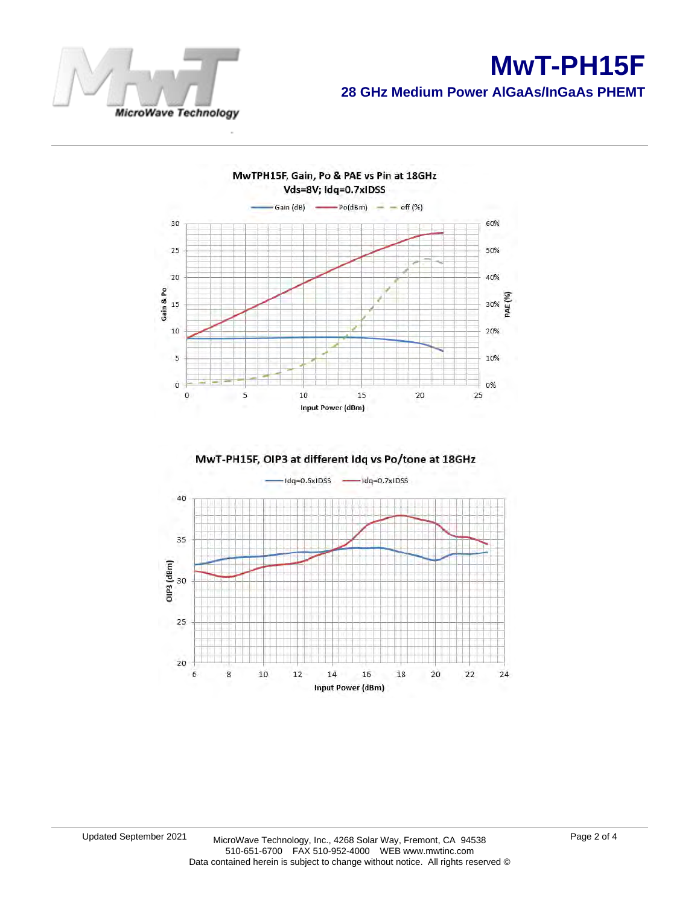# MwT-PH15F

## 28 GHz Medium Power AlGaAs/InGaAs PHEMT

MwTPH15F, Gain, Po & PAE vs Pin at 18GHz
Vds=8V; Idq=0.7xIDSS

Gain (dB)
Po(dBm)
eff (%)

Gain & Po
0
5
10
15
20
25
30

PAE (%)
0%
10%
20%
30%
40%
50%
60%

Input Power (dBm)
0
5
10
15
20
25

MwT-PH15F, OIP3 at different Idq vs Po/tone at 18GHz

Idq=0.5xIDSS
Idq=0.7xIDSS

OIP3 (dBm)
20
25
30
35
40

Input Power (dBm)
6
8
10
12
14
16
18
20
22
24

Updated September 2021

MicroWave Technology, Inc., 4268 Solar Way, Fremont, CA 94538
510-651-6700 FAX 510-952-4000 WEB www.mwtinc.com
Data contained herein is subject to change without notice. All rights reserved ©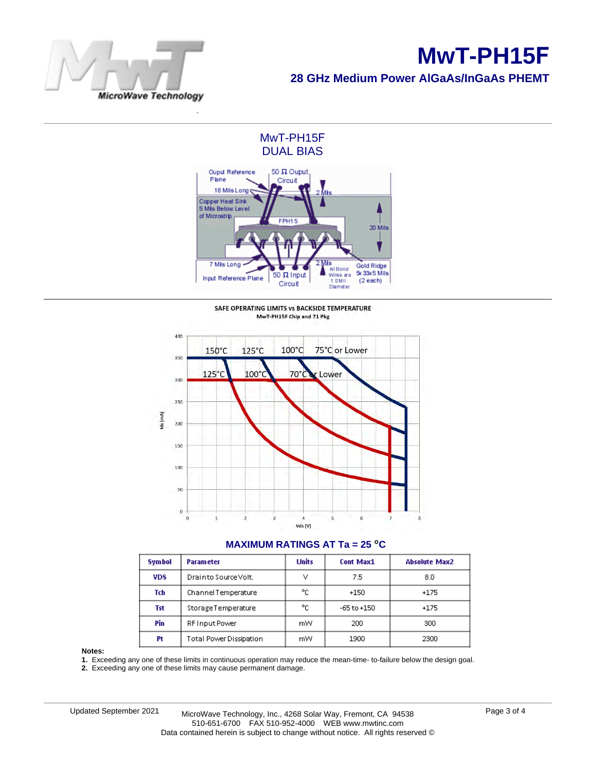# MwT-PH15F

## 28 GHz Medium Power AlGaAs/InGaAs PHEMT

MwT-PH15F
DUAL BIAS

Ouput Reference Plane
50 Ω Ouput Circuit
18 Mils Long
2 Mils
Copper Heat Sink 5 Mils Below Level of Microstrip
FPH15
20 Mils
7 Mils Long
2 Mils
Input Reference Plane
50 Ω Input Circuit
All Bond Wires are 1.0Mil Diameter
Gold Ridge 5x33x5 Mils (2 each)

SAFE OPERATING LIMITS vs BACKSIDE TEMPERATURE
MwT-PH15F Chip and 71 Pkg

150°C 125°C 100°C 75°C or Lower
125°C 100°C 70°C or Lower

Ids (mA)
0 50 100 150 200 250 300 350 400

Vds (V)
0 1 2 3 4 5 6 7 8

## MAXIMUM RATINGS AT Ta = 25 °C

| Symbol | Parameter | Units | Cont Max1 | Absolute Max2 |
|---|---|---|---|---|
| VDS | Drain to Source Volt. | V | 7.5 | 8.0 |
| Tch | Channel Temperature | °C | +150 | +175 |
| Tst | Storage Temperature | °C | -65 to +150 | +175 |
| Pin | RF Input Power | mW | 200 | 300 |
| Pt | Total Power Dissipation | mW | 1900 | 2300 |

**Notes:**

1. Exceeding any one of these limits in continuous operation may reduce the mean-time- to-failure below the design goal.
2. Exceeding any one of these limits may cause permanent damage.

Updated September 2021

MicroWave Technology, Inc., 4268 Solar Way, Fremont, CA 94538
510-651-6700 FAX 510-952-4000 WEB www.mwtinc.com
Data contained herein is subject to change without notice. All rights reserved ©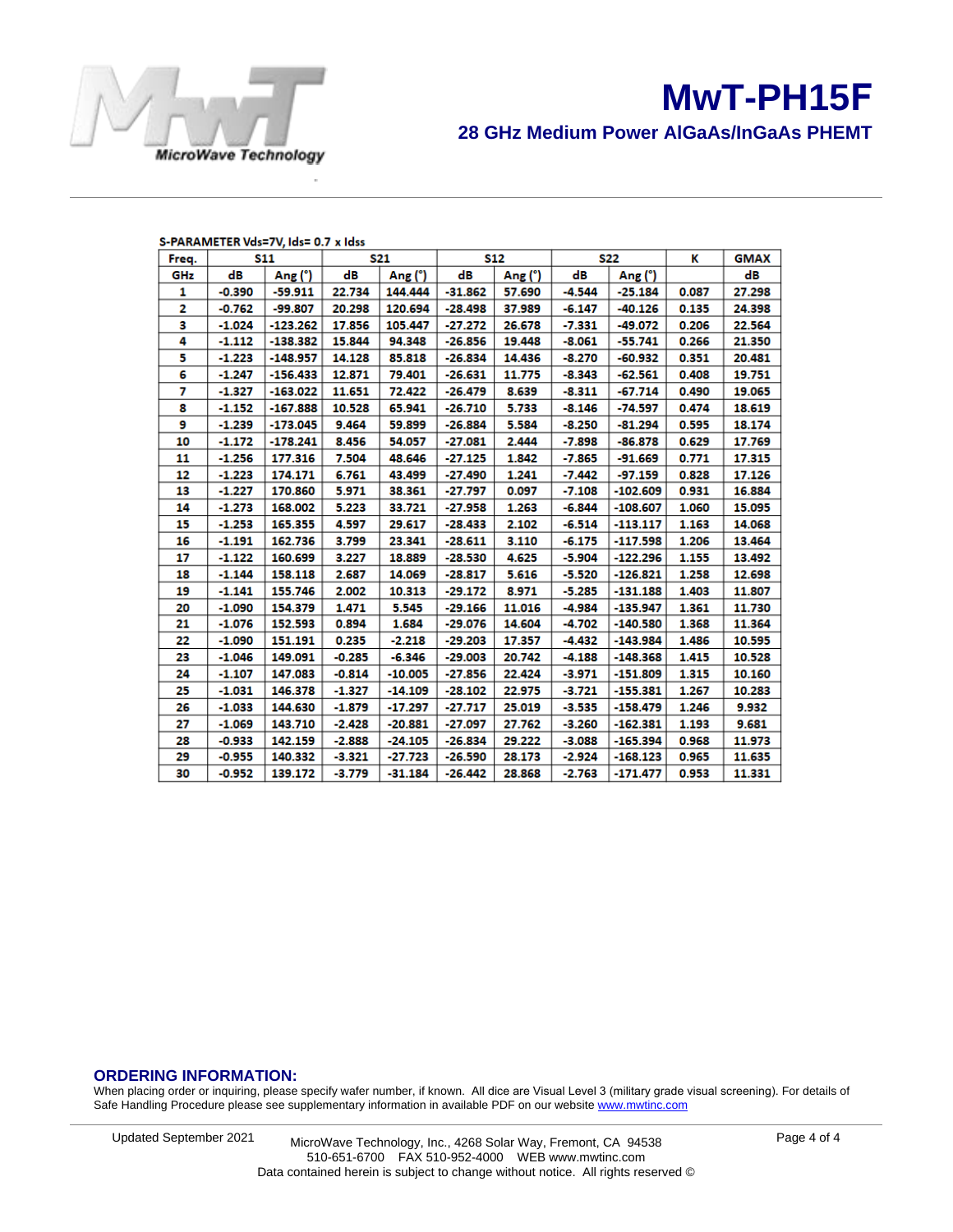# MwT-PH15F

## 28 GHz Medium Power AlGaAs/InGaAs PHEMT

S-PARAMETER Vds=7V, Ids= 0.7 x Idss

| Freq. | S11 | | S21 | | S12 | | S22 | | K | GMAX |
|---|---|---|---|---|---|---|---|---|---|---|
| GHz | dB | Ang (°) | dB | Ang (°) | dB | Ang (°) | dB | Ang (°) | | dB |
| 1 | -0.390 | -59.911 | 22.734 | 144.444 | -31.862 | 57.690 | -4.544 | -25.184 | 0.087 | 27.298 |
| 2 | -0.762 | -99.807 | 20.298 | 120.694 | -28.498 | 37.989 | -6.147 | -40.126 | 0.135 | 24.398 |
| 3 | -1.024 | -123.262 | 17.856 | 105.447 | -27.272 | 26.678 | -7.331 | -49.072 | 0.206 | 22.564 |
| 4 | -1.112 | -138.382 | 15.844 | 94.348 | -26.856 | 19.448 | -8.061 | -55.741 | 0.266 | 21.350 |
| 5 | -1.223 | -148.957 | 14.128 | 85.818 | -26.834 | 14.436 | -8.270 | -60.932 | 0.351 | 20.481 |
| 6 | -1.247 | -156.433 | 12.871 | 79.401 | -26.631 | 11.775 | -8.343 | -62.561 | 0.408 | 19.751 |
| 7 | -1.327 | -163.022 | 11.651 | 72.422 | -26.479 | 8.639 | -8.311 | -67.714 | 0.490 | 19.065 |
| 8 | -1.152 | -167.888 | 10.528 | 65.941 | -26.710 | 5.733 | -8.146 | -74.597 | 0.474 | 18.619 |
| 9 | -1.239 | -173.045 | 9.464 | 59.899 | -26.884 | 5.584 | -8.250 | -81.294 | 0.595 | 18.174 |
| 10 | -1.172 | -178.241 | 8.456 | 54.057 | -27.081 | 2.444 | -7.898 | -86.878 | 0.629 | 17.769 |
| 11 | -1.256 | 177.316 | 7.504 | 48.646 | -27.125 | 1.842 | -7.865 | -91.669 | 0.771 | 17.315 |
| 12 | -1.223 | 174.171 | 6.761 | 43.499 | -27.490 | 1.241 | -7.442 | -97.159 | 0.828 | 17.126 |
| 13 | -1.227 | 170.860 | 5.971 | 38.361 | -27.797 | 0.097 | -7.108 | -102.609 | 0.931 | 16.884 |
| 14 | -1.273 | 168.002 | 5.223 | 33.721 | -27.958 | 1.263 | -6.844 | -108.607 | 1.060 | 15.095 |
| 15 | -1.253 | 165.355 | 4.597 | 29.617 | -28.433 | 2.102 | -6.514 | -113.117 | 1.163 | 14.068 |
| 16 | -1.191 | 162.736 | 3.799 | 23.341 | -28.611 | 3.110 | -6.175 | -117.598 | 1.206 | 13.464 |
| 17 | -1.122 | 160.699 | 3.227 | 18.889 | -28.530 | 4.625 | -5.904 | -122.296 | 1.155 | 13.492 |
| 18 | -1.144 | 158.118 | 2.687 | 14.069 | -28.817 | 5.616 | -5.520 | -126.821 | 1.258 | 12.698 |
| 19 | -1.141 | 155.746 | 2.002 | 10.313 | -29.172 | 8.971 | -5.285 | -131.188 | 1.403 | 11.807 |
| 20 | -1.090 | 154.379 | 1.471 | 5.545 | -29.166 | 11.016 | -4.984 | -135.947 | 1.361 | 11.730 |
| 21 | -1.076 | 152.593 | 0.894 | 1.684 | -29.076 | 14.604 | -4.702 | -140.580 | 1.368 | 11.364 |
| 22 | -1.090 | 151.191 | 0.235 | -2.218 | -29.203 | 17.357 | -4.432 | -143.984 | 1.486 | 10.595 |
| 23 | -1.046 | 149.091 | -0.285 | -6.346 | -29.003 | 20.742 | -4.188 | -148.368 | 1.415 | 10.528 |
| 24 | -1.107 | 147.083 | -0.814 | -10.005 | -27.856 | 22.424 | -3.971 | -151.809 | 1.315 | 10.160 |
| 25 | -1.031 | 146.378 | -1.327 | -14.109 | -28.102 | 22.975 | -3.721 | -155.381 | 1.267 | 10.283 |
| 26 | -1.033 | 144.630 | -1.879 | -17.297 | -27.717 | 25.019 | -3.535 | -158.479 | 1.246 | 9.932 |
| 27 | -1.069 | 143.710 | -2.428 | -20.881 | -27.097 | 27.762 | -3.260 | -162.381 | 1.193 | 9.681 |
| 28 | -0.933 | 142.159 | -2.888 | -24.105 | -26.834 | 29.222 | -3.088 | -165.394 | 0.968 | 11.973 |
| 29 | -0.955 | 140.332 | -3.321 | -27.723 | -26.590 | 28.173 | -2.924 | -168.123 | 0.965 | 11.635 |
| 30 | -0.952 | 139.172 | -3.779 | -31.184 | -26.442 | 28.868 | -2.763 | -171.477 | 0.953 | 11.331 |

### ORDERING INFORMATION:

When placing order or inquiring, please specify wafer number, if known. All dice are Visual Level 3 (military grade visual screening). For details of Safe Handling Procedure please see supplementary information in available PDF on our website www.mwtinc.com

Updated September 2021

MicroWave Technology, Inc., 4268 Solar Way, Fremont, CA 94538
510-651-6700 FAX 510-952-4000 WEB www.mwtinc.com
Data contained herein is subject to change without notice. All rights reserved ©